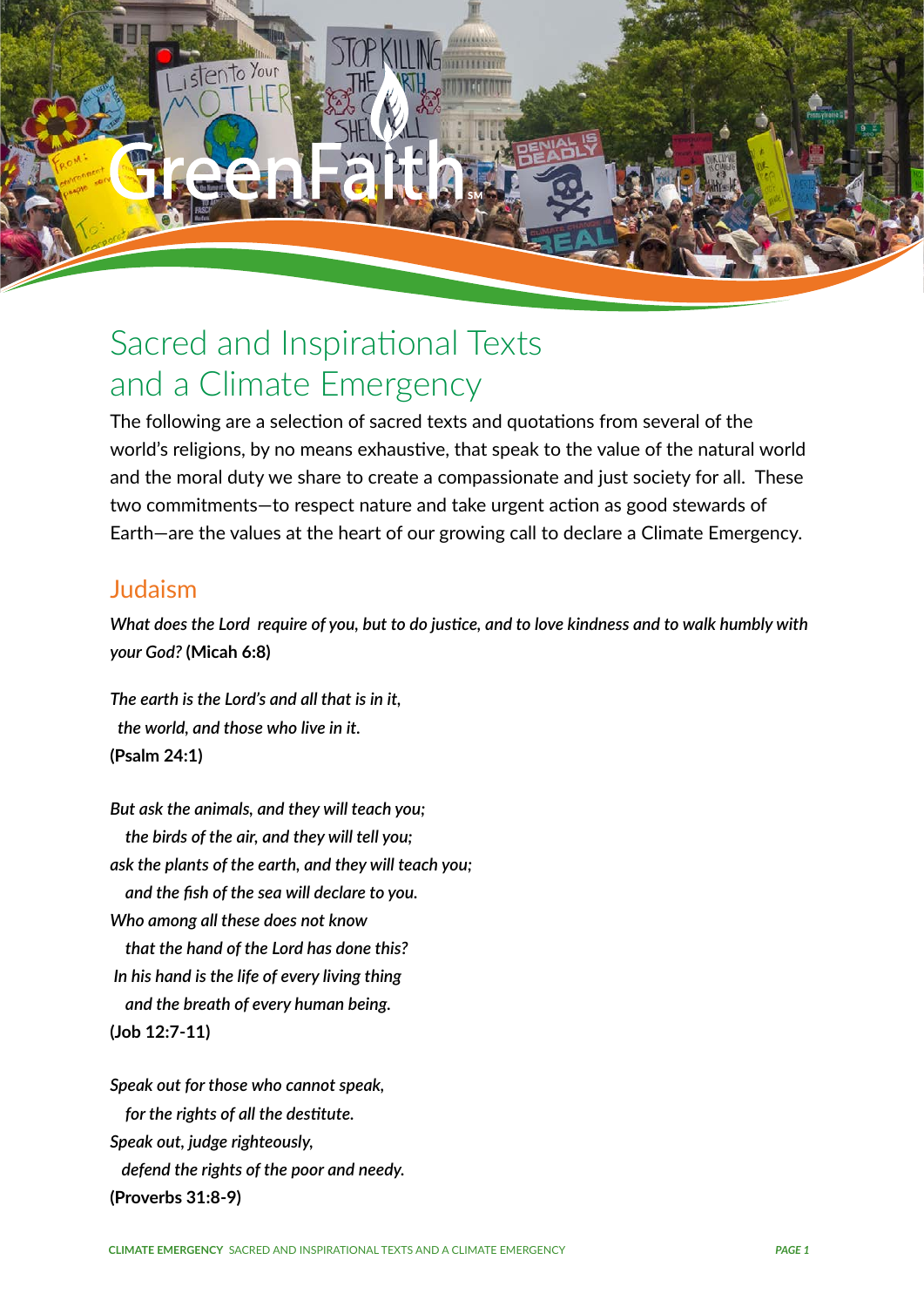# Sacred and Inspirational Texts and a Climate Emergency

The following are a selection of sacred texts and quotations from several of the world's religions, by no means exhaustive, that speak to the value of the natural world and the moral duty we share to create a compassionate and just society for all. These two commitments—to respect nature and take urgent action as good stewards of Earth—are the values at the heart of our growing call to declare a Climate Emergency.

## Judaism

*What does the Lord require of you, but to do justice, and to love kindness and to walk humbly with your God?* **(Micah 6:8)**

*The earth is the Lord's and all that is in it,*
*the world, and those who live in it.*
**(Psalm 24:1)**

*But ask the animals, and they will teach you;*
*the birds of the air, and they will tell you;*
*ask the plants of the earth, and they will teach you;*
*and the fish of the sea will declare to you.*
*Who among all these does not know*
*that the hand of the Lord has done this?*
*In his hand is the life of every living thing*
*and the breath of every human being.*
**(Job 12:7-11)**

*Speak out for those who cannot speak,*
*for the rights of all the destitute.*
*Speak out, judge righteously,*
*defend the rights of the poor and needy.*
**(Proverbs 31:8-9)**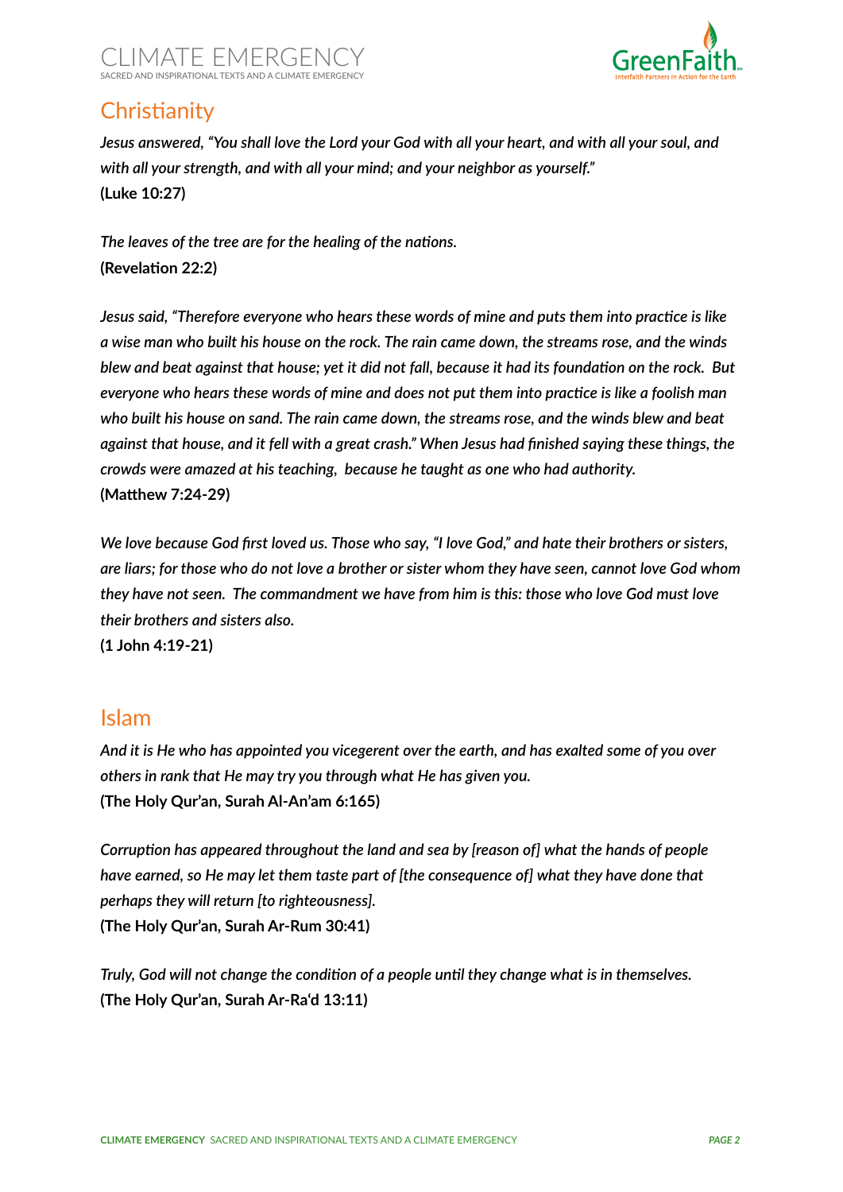## Christianity

*Jesus answered, "You shall love the Lord your God with all your heart, and with all your soul, and with all your strength, and with all your mind; and your neighbor as yourself."*
**(Luke 10:27)**

*The leaves of the tree are for the healing of the nations.*
**(Revelation 22:2)**

*Jesus said, "Therefore everyone who hears these words of mine and puts them into practice is like a wise man who built his house on the rock. The rain came down, the streams rose, and the winds blew and beat against that house; yet it did not fall, because it had its foundation on the rock. But everyone who hears these words of mine and does not put them into practice is like a foolish man who built his house on sand. The rain came down, the streams rose, and the winds blew and beat against that house, and it fell with a great crash." When Jesus had finished saying these things, the crowds were amazed at his teaching, because he taught as one who had authority.*
**(Matthew 7:24-29)**

*We love because God first loved us. Those who say, "I love God," and hate their brothers or sisters, are liars; for those who do not love a brother or sister whom they have seen, cannot love God whom they have not seen. The commandment we have from him is this: those who love God must love their brothers and sisters also.*
**(1 John 4:19-21)**

## Islam

*And it is He who has appointed you vicegerent over the earth, and has exalted some of you over others in rank that He may try you through what He has given you.*
**(The Holy Qur'an, Surah Al-An'am 6:165)**

*Corruption has appeared throughout the land and sea by [reason of] what the hands of people have earned, so He may let them taste part of [the consequence of] what they have done that perhaps they will return [to righteousness].*
**(The Holy Qur'an, Surah Ar-Rum 30:41)**

*Truly, God will not change the condition of a people until they change what is in themselves.*
**(The Holy Qur'an, Surah Ar-Ra'd 13:11)**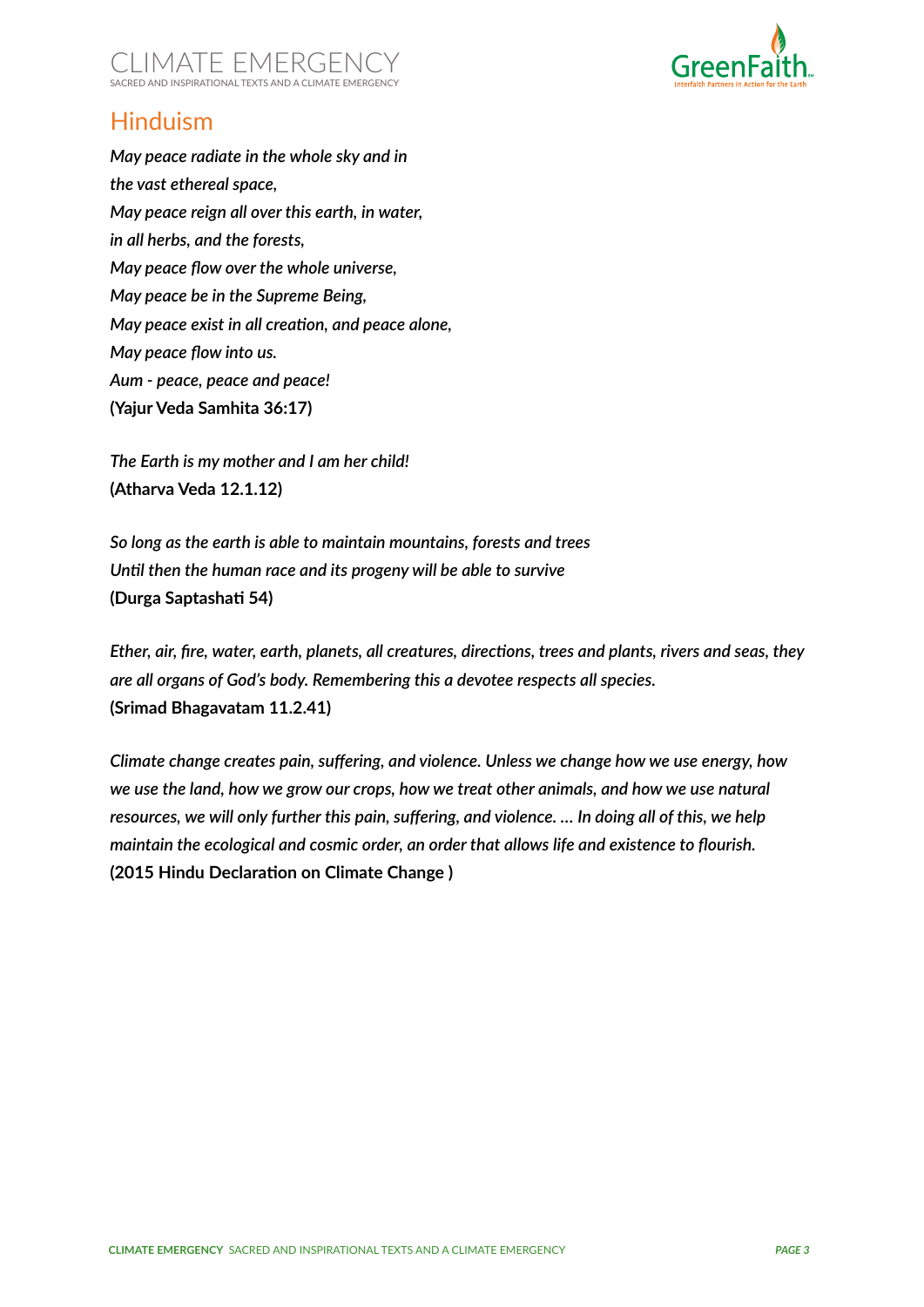## Hinduism

*May peace radiate in the whole sky and in*
*the vast ethereal space,*
*May peace reign all over this earth, in water,*
*in all herbs, and the forests,*
*May peace flow over the whole universe,*
*May peace be in the Supreme Being,*
*May peace exist in all creation, and peace alone,*
*May peace flow into us.*
*Aum - peace, peace and peace!*
**(Yajur Veda Samhita 36:17)**

*The Earth is my mother and I am her child!*
**(Atharva Veda 12.1.12)**

*So long as the earth is able to maintain mountains, forests and trees*
*Until then the human race and its progeny will be able to survive*
**(Durga Saptashati 54)**

*Ether, air, fire, water, earth, planets, all creatures, directions, trees and plants, rivers and seas, they are all organs of God's body. Remembering this a devotee respects all species.*
**(Srimad Bhagavatam 11.2.41)**

*Climate change creates pain, suffering, and violence. Unless we change how we use energy, how we use the land, how we grow our crops, how we treat other animals, and how we use natural resources, we will only further this pain, suffering, and violence. … In doing all of this, we help maintain the ecological and cosmic order, an order that allows life and existence to flourish.*
**(2015 Hindu Declaration on Climate Change )**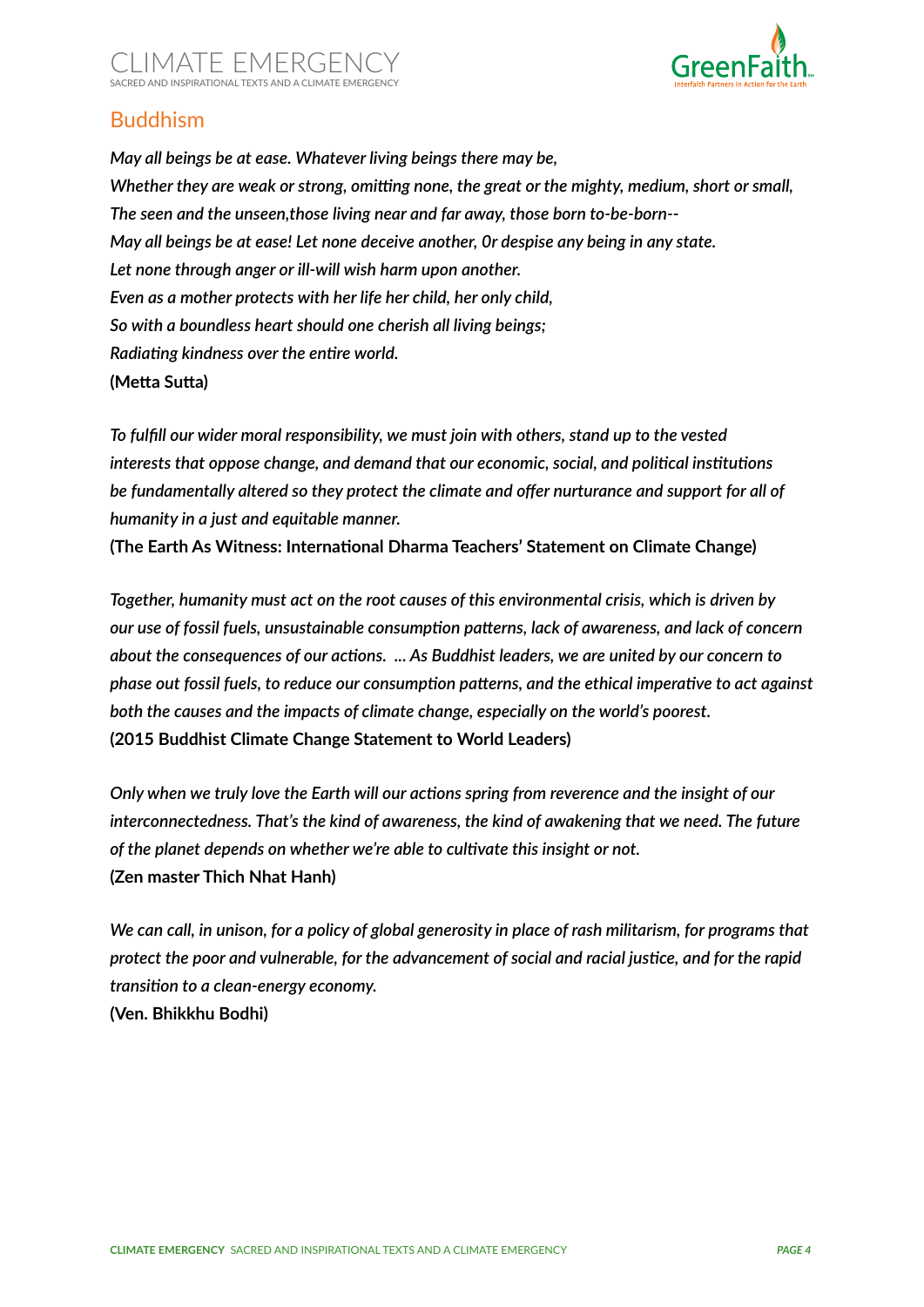## Buddhism

*May all beings be at ease. Whatever living beings there may be,*
*Whether they are weak or strong, omitting none, the great or the mighty, medium, short or small,*
*The seen and the unseen,those living near and far away, those born to-be-born--*
*May all beings be at ease! Let none deceive another, 0r despise any being in any state.*
*Let none through anger or ill-will wish harm upon another.*
*Even as a mother protects with her life her child, her only child,*
*So with a boundless heart should one cherish all living beings;*
*Radiating kindness over the entire world.*
**(Metta Sutta)**

*To fulfill our wider moral responsibility, we must join with others, stand up to the vested interests that oppose change, and demand that our economic, social, and political institutions be fundamentally altered so they protect the climate and offer nurturance and support for all of humanity in a just and equitable manner.*
**(The Earth As Witness: International Dharma Teachers' Statement on Climate Change)**

*Together, humanity must act on the root causes of this environmental crisis, which is driven by our use of fossil fuels, unsustainable consumption patterns, lack of awareness, and lack of concern about the consequences of our actions. ... As Buddhist leaders, we are united by our concern to phase out fossil fuels, to reduce our consumption patterns, and the ethical imperative to act against both the causes and the impacts of climate change, especially on the world's poorest.*
**(2015 Buddhist Climate Change Statement to World Leaders)**

*Only when we truly love the Earth will our actions spring from reverence and the insight of our interconnectedness. That's the kind of awareness, the kind of awakening that we need. The future of the planet depends on whether we're able to cultivate this insight or not.*
**(Zen master Thich Nhat Hanh)**

*We can call, in unison, for a policy of global generosity in place of rash militarism, for programs that protect the poor and vulnerable, for the advancement of social and racial justice, and for the rapid transition to a clean-energy economy.*
**(Ven. Bhikkhu Bodhi)**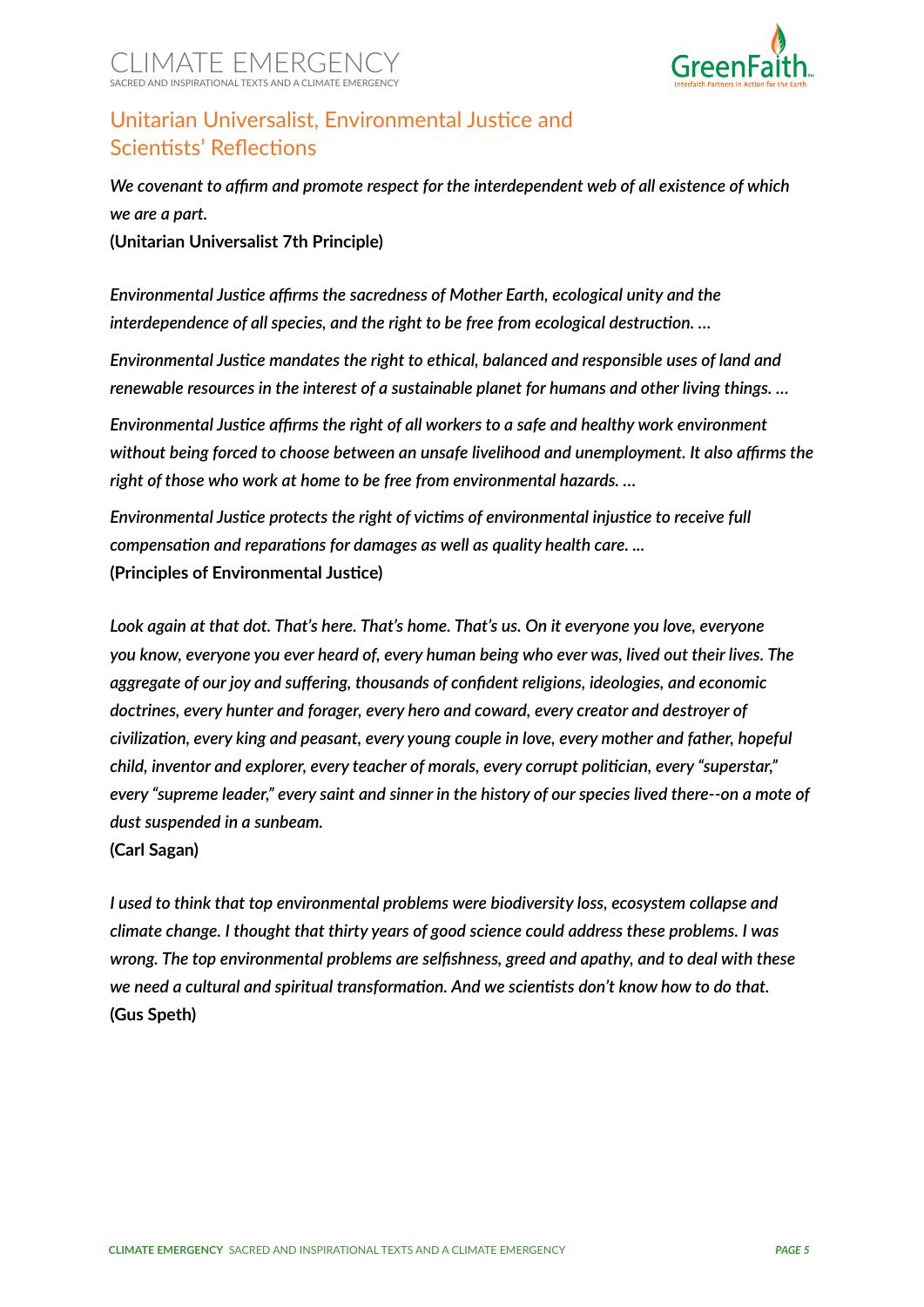## Unitarian Universalist, Environmental Justice and Scientists' Reflections

*We covenant to affirm and promote respect for the interdependent web of all existence of which we are a part.*
**(Unitarian Universalist 7th Principle)**

*Environmental Justice affirms the sacredness of Mother Earth, ecological unity and the interdependence of all species, and the right to be free from ecological destruction. ...*

*Environmental Justice mandates the right to ethical, balanced and responsible uses of land and renewable resources in the interest of a sustainable planet for humans and other living things. ...*

*Environmental Justice affirms the right of all workers to a safe and healthy work environment without being forced to choose between an unsafe livelihood and unemployment. It also affirms the right of those who work at home to be free from environmental hazards. ...*

*Environmental Justice protects the right of victims of environmental injustice to receive full compensation and reparations for damages as well as quality health care. ...*
**(Principles of Environmental Justice)**

*Look again at that dot. That's here. That's home. That's us. On it everyone you love, everyone you know, everyone you ever heard of, every human being who ever was, lived out their lives. The aggregate of our joy and suffering, thousands of confident religions, ideologies, and economic doctrines, every hunter and forager, every hero and coward, every creator and destroyer of civilization, every king and peasant, every young couple in love, every mother and father, hopeful child, inventor and explorer, every teacher of morals, every corrupt politician, every "superstar," every "supreme leader," every saint and sinner in the history of our species lived there--on a mote of dust suspended in a sunbeam.*
**(Carl Sagan)**

*I used to think that top environmental problems were biodiversity loss, ecosystem collapse and climate change. I thought that thirty years of good science could address these problems. I was wrong. The top environmental problems are selfishness, greed and apathy, and to deal with these we need a cultural and spiritual transformation. And we scientists don't know how to do that.*
**(Gus Speth)**